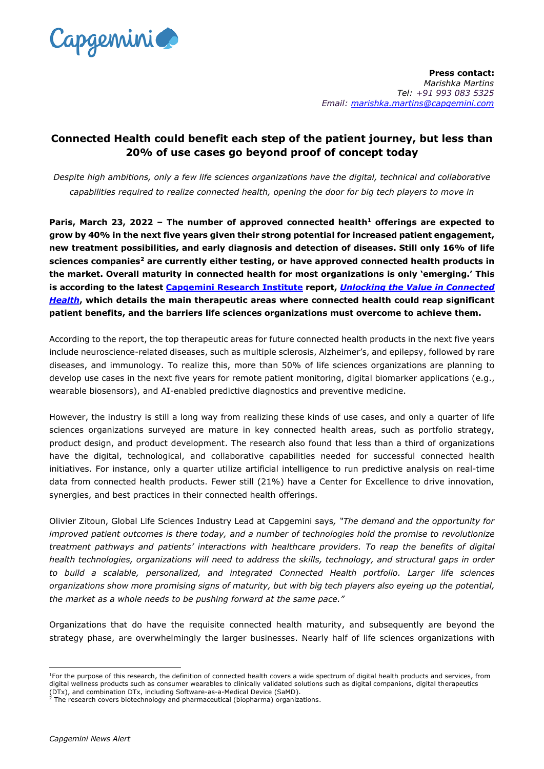**Press contact:**
*Marishka Martins*
*Tel: +91 993 083 5325*
*Email: marishka.martins@capgemini.com*

# Connected Health could benefit each step of the patient journey, but less than 20% of use cases go beyond proof of concept today

*Despite high ambitions, only a few life sciences organizations have the digital, technical and collaborative capabilities required to realize connected health, opening the door for big tech players to move in*

**Paris, March 23, 2022 – The number of approved connected health[1] offerings are expected to grow by 40% in the next five years given their strong potential for increased patient engagement, new treatment possibilities, and early diagnosis and detection of diseases. Still only 16% of life sciences companies[2] are currently either testing, or have approved connected health products in the market. Overall maturity in connected health for most organizations is only 'emerging.' This is according to the latest Capgemini Research Institute report, *Unlocking the Value in Connected Health*, which details the main therapeutic areas where connected health could reap significant patient benefits, and the barriers life sciences organizations must overcome to achieve them.**

According to the report, the top therapeutic areas for future connected health products in the next five years include neuroscience-related diseases, such as multiple sclerosis, Alzheimer's, and epilepsy, followed by rare diseases, and immunology. To realize this, more than 50% of life sciences organizations are planning to develop use cases in the next five years for remote patient monitoring, digital biomarker applications (e.g., wearable biosensors), and AI-enabled predictive diagnostics and preventive medicine.

However, the industry is still a long way from realizing these kinds of use cases, and only a quarter of life sciences organizations surveyed are mature in key connected health areas, such as portfolio strategy, product design, and product development. The research also found that less than a third of organizations have the digital, technological, and collaborative capabilities needed for successful connected health initiatives. For instance, only a quarter utilize artificial intelligence to run predictive analysis on real-time data from connected health products. Fewer still (21%) have a Center for Excellence to drive innovation, synergies, and best practices in their connected health offerings.

Olivier Zitoun, Global Life Sciences Industry Lead at Capgemini says, *"The demand and the opportunity for improved patient outcomes is there today, and a number of technologies hold the promise to revolutionize treatment pathways and patients' interactions with healthcare providers. To reap the benefits of digital health technologies, organizations will need to address the skills, technology, and structural gaps in order to build a scalable, personalized, and integrated Connected Health portfolio. Larger life sciences organizations show more promising signs of maturity, but with big tech players also eyeing up the potential, the market as a whole needs to be pushing forward at the same pace."*

Organizations that do have the requisite connected health maturity, and subsequently are beyond the strategy phase, are overwhelmingly the larger businesses. Nearly half of life sciences organizations with

---

[1] For the purpose of this research, the definition of connected health covers a wide spectrum of digital health products and services, from digital wellness products such as consumer wearables to clinically validated solutions such as digital companions, digital therapeutics (DTx), and combination DTx, including Software-as-a-Medical Device (SaMD).

[2] The research covers biotechnology and pharmaceutical (biopharma) organizations.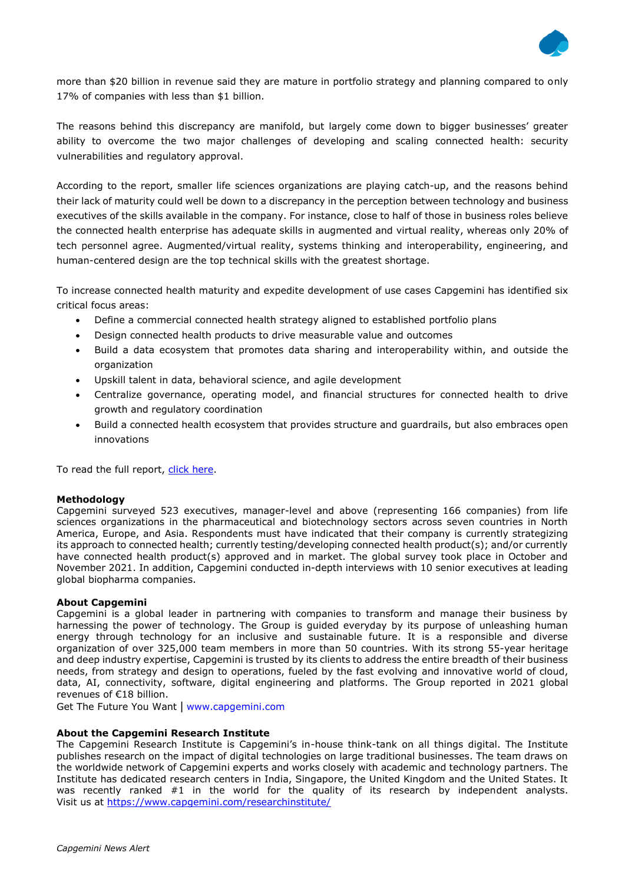more than $20 billion in revenue said they are mature in portfolio strategy and planning compared to only 17% of companies with less than $1 billion.

The reasons behind this discrepancy are manifold, but largely come down to bigger businesses' greater ability to overcome the two major challenges of developing and scaling connected health: security vulnerabilities and regulatory approval.

According to the report, smaller life sciences organizations are playing catch-up, and the reasons behind their lack of maturity could well be down to a discrepancy in the perception between technology and business executives of the skills available in the company. For instance, close to half of those in business roles believe the connected health enterprise has adequate skills in augmented and virtual reality, whereas only 20% of tech personnel agree. Augmented/virtual reality, systems thinking and interoperability, engineering, and human-centered design are the top technical skills with the greatest shortage.

To increase connected health maturity and expedite development of use cases Capgemini has identified six critical focus areas:

- Define a commercial connected health strategy aligned to established portfolio plans
- Design connected health products to drive measurable value and outcomes
- Build a data ecosystem that promotes data sharing and interoperability within, and outside the organization
- Upskill talent in data, behavioral science, and agile development
- Centralize governance, operating model, and financial structures for connected health to drive growth and regulatory coordination
- Build a connected health ecosystem that provides structure and guardrails, but also embraces open innovations

To read the full report, [click here](#).

**Methodology**
Capgemini surveyed 523 executives, manager-level and above (representing 166 companies) from life sciences organizations in the pharmaceutical and biotechnology sectors across seven countries in North America, Europe, and Asia. Respondents must have indicated that their company is currently strategizing its approach to connected health; currently testing/developing connected health product(s); and/or currently have connected health product(s) approved and in market. The global survey took place in October and November 2021. In addition, Capgemini conducted in-depth interviews with 10 senior executives at leading global biopharma companies.

**About Capgemini**
Capgemini is a global leader in partnering with companies to transform and manage their business by harnessing the power of technology. The Group is guided everyday by its purpose of unleashing human energy through technology for an inclusive and sustainable future. It is a responsible and diverse organization of over 325,000 team members in more than 50 countries. With its strong 55-year heritage and deep industry expertise, Capgemini is trusted by its clients to address the entire breadth of their business needs, from strategy and design to operations, fueled by the fast evolving and innovative world of cloud, data, AI, connectivity, software, digital engineering and platforms. The Group reported in 2021 global revenues of €18 billion.
Get The Future You Want | www.capgemini.com

**About the Capgemini Research Institute**
The Capgemini Research Institute is Capgemini's in-house think-tank on all things digital. The Institute publishes research on the impact of digital technologies on large traditional businesses. The team draws on the worldwide network of Capgemini experts and works closely with academic and technology partners. The Institute has dedicated research centers in India, Singapore, the United Kingdom and the United States. It was recently ranked #1 in the world for the quality of its research by independent analysts. Visit us at https://www.capgemini.com/researchinstitute/